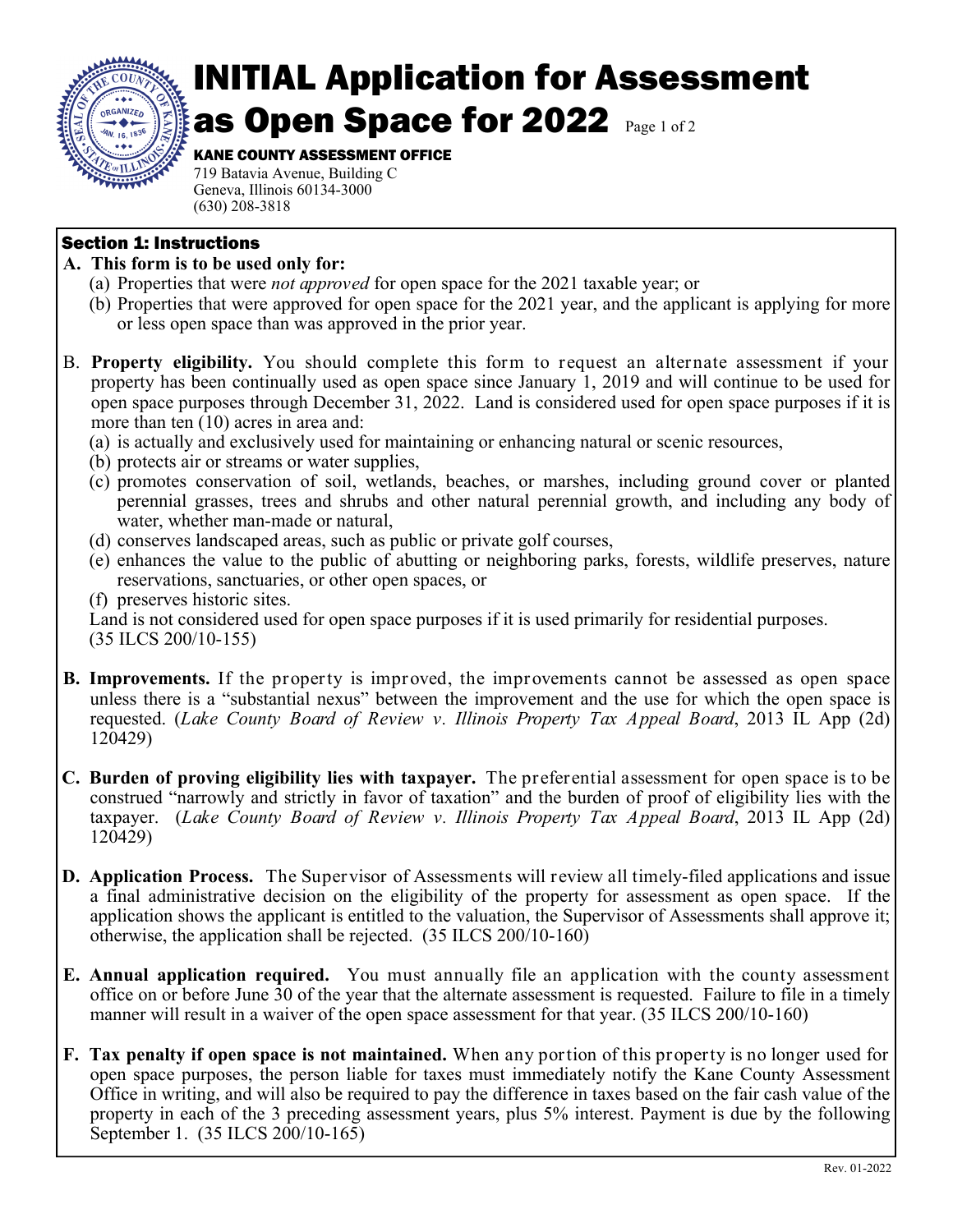# INITIAL Application for Assessment as Open Space for 2022

**KANE COUNTY ASSESSMENT OFFICE**
719 Batavia Avenue, Building C
Geneva, Illinois 60134-3000
(630) 208-3818

## Section 1: Instructions

**A. This form is to be used only for:**

(a) Properties that were *not approved* for open space for the 2021 taxable year; or
(b) Properties that were approved for open space for the 2021 year, and the applicant is applying for more or less open space than was approved in the prior year.

B. **Property eligibility.** You should complete this form to request an alternate assessment if your property has been continually used as open space since January 1, 2019 and will continue to be used for open space purposes through December 31, 2022. Land is considered used for open space purposes if it is more than ten (10) acres in area and:

(a) is actually and exclusively used for maintaining or enhancing natural or scenic resources,
(b) protects air or streams or water supplies,
(c) promotes conservation of soil, wetlands, beaches, or marshes, including ground cover or planted perennial grasses, trees and shrubs and other natural perennial growth, and including any body of water, whether man-made or natural,
(d) conserves landscaped areas, such as public or private golf courses,
(e) enhances the value to the public of abutting or neighboring parks, forests, wildlife preserves, nature reservations, sanctuaries, or other open spaces, or
(f) preserves historic sites.

Land is not considered used for open space purposes if it is used primarily for residential purposes. (35 ILCS 200/10-155)

**B. Improvements.** If the property is improved, the improvements cannot be assessed as open space unless there is a "substantial nexus" between the improvement and the use for which the open space is requested. (*Lake County Board of Review v. Illinois Property Tax Appeal Board*, 2013 IL App (2d) 120429)

**C. Burden of proving eligibility lies with taxpayer.** The preferential assessment for open space is to be construed "narrowly and strictly in favor of taxation" and the burden of proof of eligibility lies with the taxpayer. (*Lake County Board of Review v. Illinois Property Tax Appeal Board*, 2013 IL App (2d) 120429)

**D. Application Process.** The Supervisor of Assessments will review all timely-filed applications and issue a final administrative decision on the eligibility of the property for assessment as open space. If the application shows the applicant is entitled to the valuation, the Supervisor of Assessments shall approve it; otherwise, the application shall be rejected. (35 ILCS 200/10-160)

**E. Annual application required.** You must annually file an application with the county assessment office on or before June 30 of the year that the alternate assessment is requested. Failure to file in a timely manner will result in a waiver of the open space assessment for that year. (35 ILCS 200/10-160)

**F. Tax penalty if open space is not maintained.** When any portion of this property is no longer used for open space purposes, the person liable for taxes must immediately notify the Kane County Assessment Office in writing, and will also be required to pay the difference in taxes based on the fair cash value of the property in each of the 3 preceding assessment years, plus 5% interest. Payment is due by the following September 1. (35 ILCS 200/10-165)

Rev. 01-2022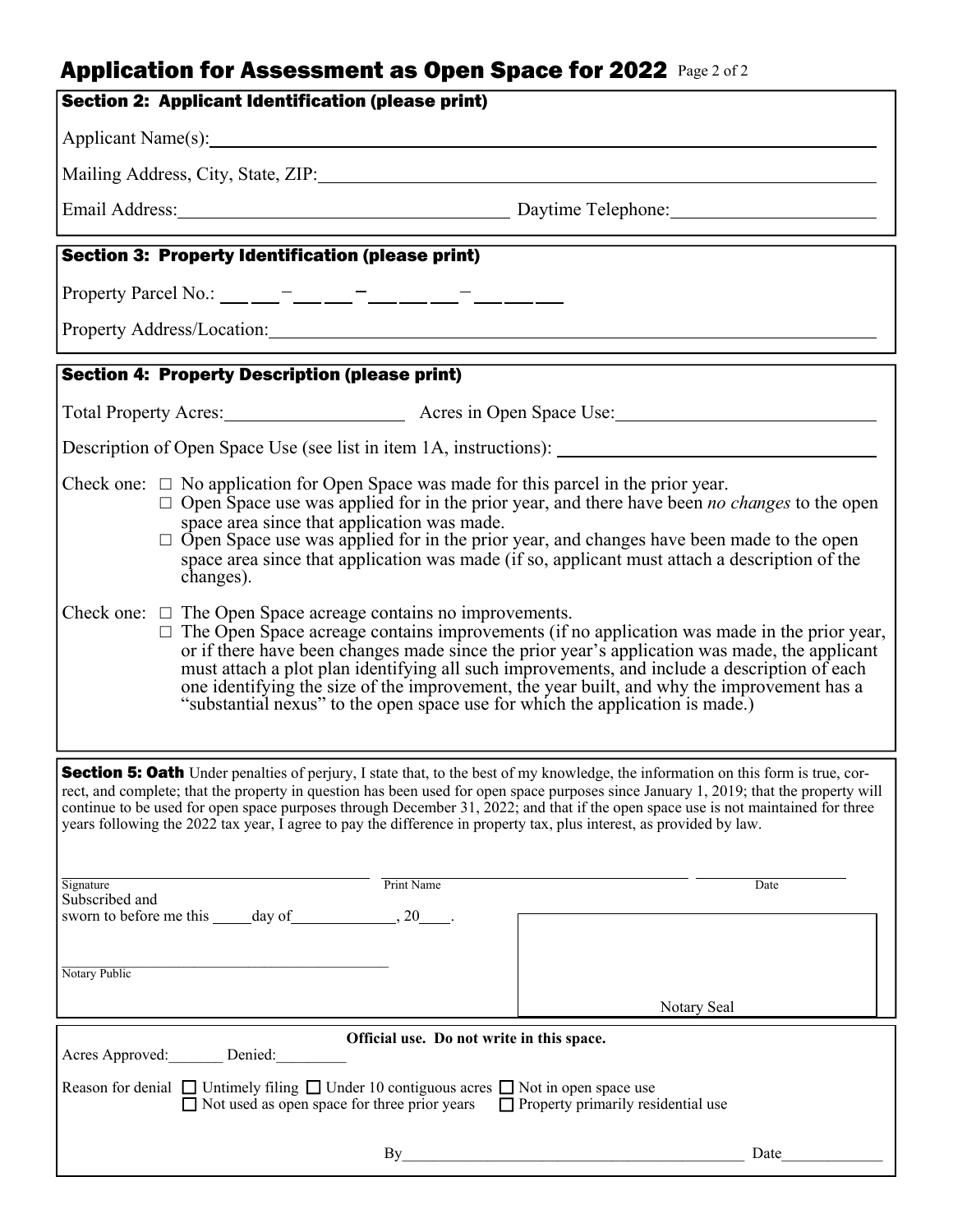# Application for Assessment as Open Space for 2022

## Section 2: Applicant Identification (please print)

Applicant Name(s): ____________________________________________

Mailing Address, City, State, ZIP: ____________________________________________

Email Address: ______________________ Daytime Telephone: ______________________

## Section 3: Property Identification (please print)

Property Parcel No.: ___ ___ – ___ ___ – ___ ___ ___ – ___ ___ ___

Property Address/Location: ____________________________________________

## Section 4: Property Description (please print)

Total Property Acres: ______________ Acres in Open Space Use: ______________

Description of Open Space Use (see list in item 1A, instructions): ______________________

Check one:
- ☐ No application for Open Space was made for this parcel in the prior year.
- ☐ Open Space use was applied for in the prior year, and there have been *no changes* to the open space area since that application was made.
- ☐ Open Space use was applied for in the prior year, and changes have been made to the open space area since that application was made (if so, applicant must attach a description of the changes).

Check one:
- ☐ The Open Space acreage contains no improvements.
- ☐ The Open Space acreage contains improvements (if no application was made in the prior year, or if there have been changes made since the prior year's application was made, the applicant must attach a plot plan identifying all such improvements, and include a description of each one identifying the size of the improvement, the year built, and why the improvement has a "substantial nexus" to the open space use for which the application is made.)

## Section 5: Oath

**Section 5: Oath** Under penalties of perjury, I state that, to the best of my knowledge, the information on this form is true, correct, and complete; that the property in question has been used for open space purposes since January 1, 2019; that the property will continue to be used for open space purposes through December 31, 2022; and that if the open space use is not maintained for three years following the 2022 tax year, I agree to pay the difference in property tax, plus interest, as provided by law.

______________________ ______________________ ______________
Signature Print Name Date

Subscribed and
sworn to before me this _____day of_____________, 20____.

______________________
Notary Public

Notary Seal

---

**Official use. Do not write in this space.**

Acres Approved:_______ Denied:_________

Reason for denial ☐ Untimely filing ☐ Under 10 contiguous acres ☐ Not in open space use
☐ Not used as open space for three prior years ☐ Property primarily residential use

By__________________________________________ Date____________